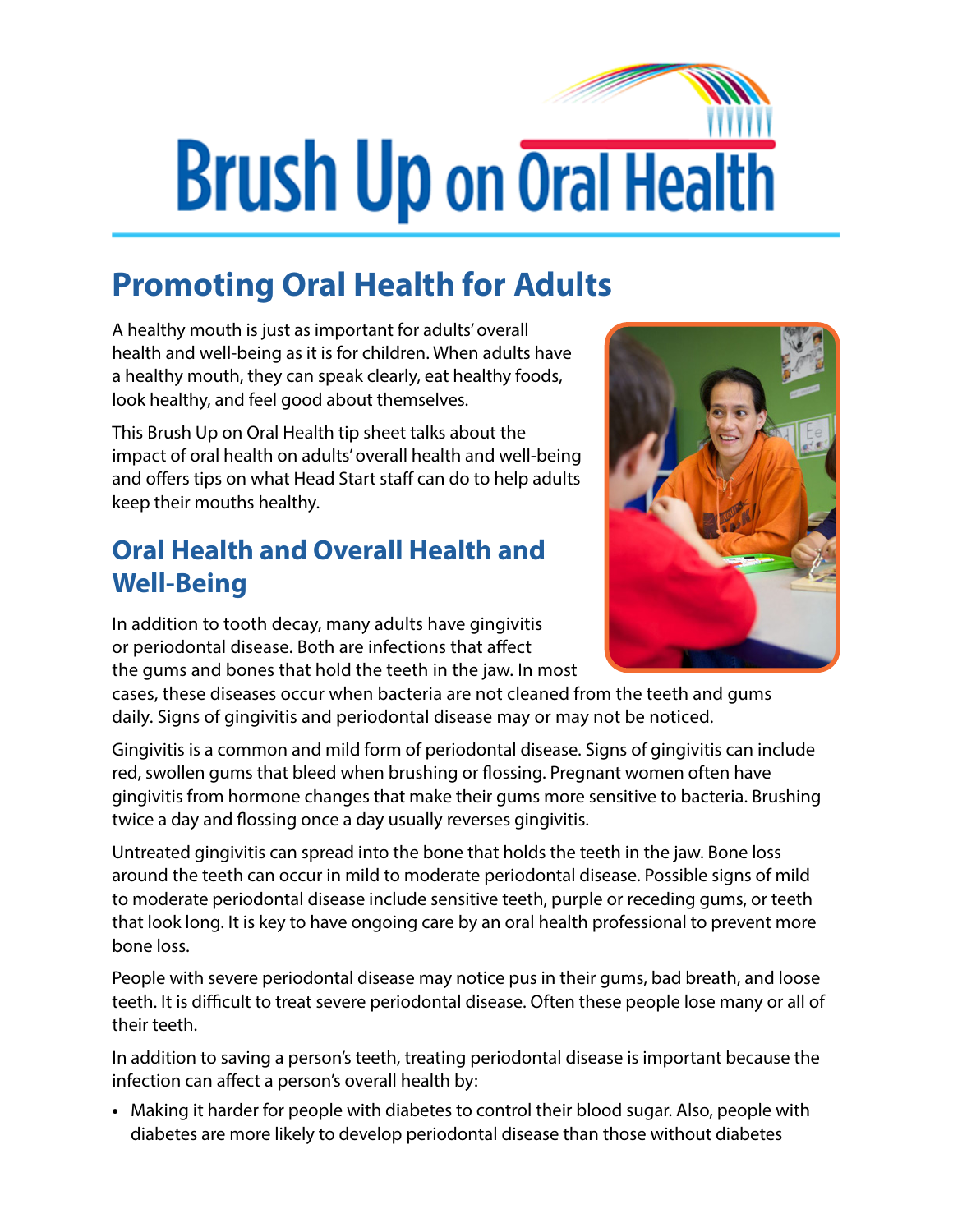# Brush Up on Oral Health

## Promoting Oral Health for Adults

A healthy mouth is just as important for adults' overall health and well-being as it is for children. When adults have a healthy mouth, they can speak clearly, eat healthy foods, look healthy, and feel good about themselves.

This Brush Up on Oral Health tip sheet talks about the impact of oral health on adults' overall health and well-being and offers tips on what Head Start staff can do to help adults keep their mouths healthy.

### Oral Health and Overall Health and Well-Being

In addition to tooth decay, many adults have gingivitis or periodontal disease. Both are infections that affect the gums and bones that hold the teeth in the jaw. In most cases, these diseases occur when bacteria are not cleaned from the teeth and gums daily. Signs of gingivitis and periodontal disease may or may not be noticed.

Gingivitis is a common and mild form of periodontal disease. Signs of gingivitis can include red, swollen gums that bleed when brushing or flossing. Pregnant women often have gingivitis from hormone changes that make their gums more sensitive to bacteria. Brushing twice a day and flossing once a day usually reverses gingivitis.

Untreated gingivitis can spread into the bone that holds the teeth in the jaw. Bone loss around the teeth can occur in mild to moderate periodontal disease. Possible signs of mild to moderate periodontal disease include sensitive teeth, purple or receding gums, or teeth that look long. It is key to have ongoing care by an oral health professional to prevent more bone loss.

People with severe periodontal disease may notice pus in their gums, bad breath, and loose teeth. It is difficult to treat severe periodontal disease. Often these people lose many or all of their teeth.

In addition to saving a person's teeth, treating periodontal disease is important because the infection can affect a person's overall health by:

- Making it harder for people with diabetes to control their blood sugar. Also, people with diabetes are more likely to develop periodontal disease than those without diabetes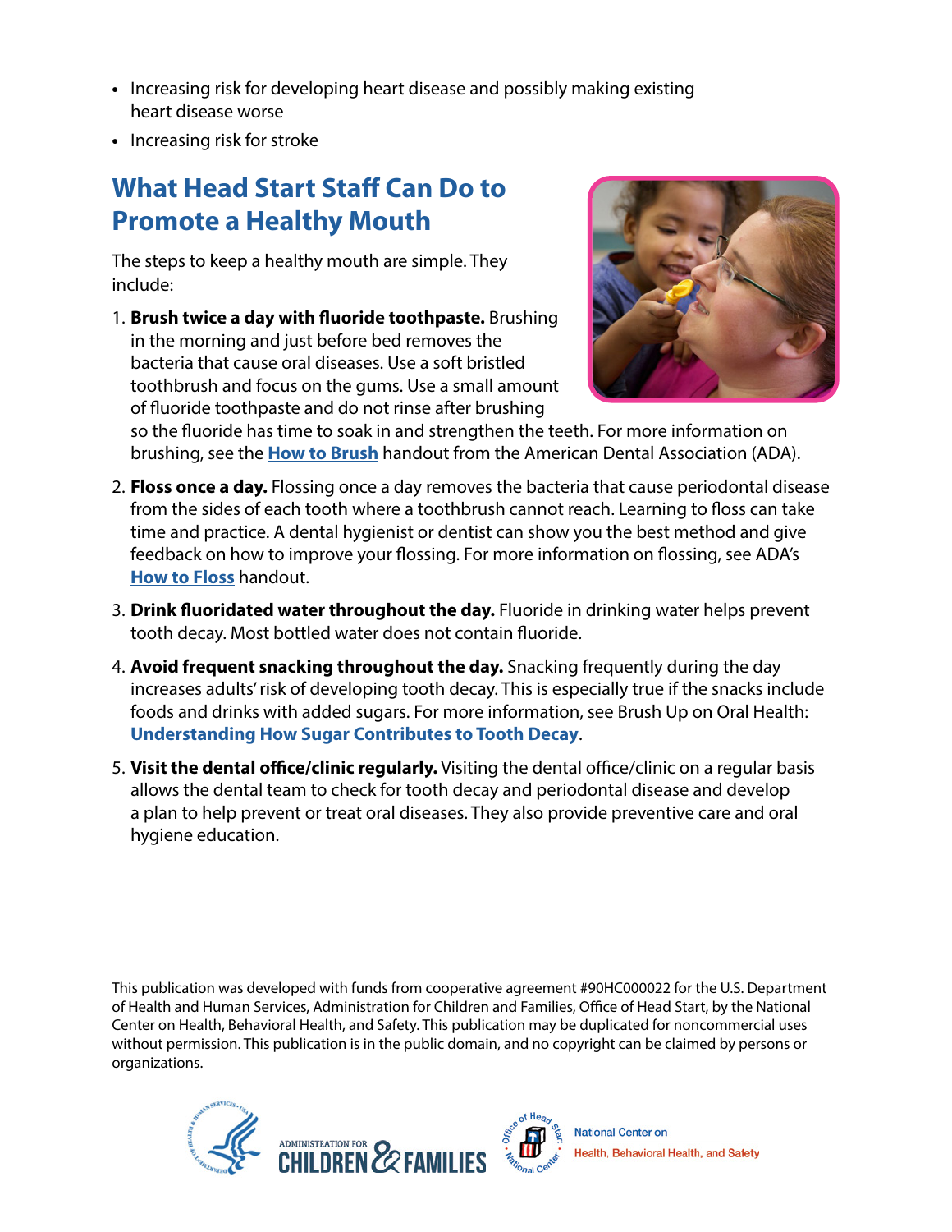- Increasing risk for developing heart disease and possibly making existing heart disease worse
- Increasing risk for stroke

## What Head Start Staff Can Do to Promote a Healthy Mouth

The steps to keep a healthy mouth are simple. They include:

1. **Brush twice a day with fluoride toothpaste.** Brushing in the morning and just before bed removes the bacteria that cause oral diseases. Use a soft bristled toothbrush and focus on the gums. Use a small amount of fluoride toothpaste and do not rinse after brushing so the fluoride has time to soak in and strengthen the teeth. For more information on brushing, see the **How to Brush** handout from the American Dental Association (ADA).
2. **Floss once a day.** Flossing once a day removes the bacteria that cause periodontal disease from the sides of each tooth where a toothbrush cannot reach. Learning to floss can take time and practice. A dental hygienist or dentist can show you the best method and give feedback on how to improve your flossing. For more information on flossing, see ADA's **How to Floss** handout.
3. **Drink fluoridated water throughout the day.** Fluoride in drinking water helps prevent tooth decay. Most bottled water does not contain fluoride.
4. **Avoid frequent snacking throughout the day.** Snacking frequently during the day increases adults' risk of developing tooth decay. This is especially true if the snacks include foods and drinks with added sugars. For more information, see Brush Up on Oral Health: **Understanding How Sugar Contributes to Tooth Decay**.
5. **Visit the dental office/clinic regularly.** Visiting the dental office/clinic on a regular basis allows the dental team to check for tooth decay and periodontal disease and develop a plan to help prevent or treat oral diseases. They also provide preventive care and oral hygiene education.

This publication was developed with funds from cooperative agreement #90HC000022 for the U.S. Department of Health and Human Services, Administration for Children and Families, Office of Head Start, by the National Center on Health, Behavioral Health, and Safety. This publication may be duplicated for noncommercial uses without permission. This publication is in the public domain, and no copyright can be claimed by persons or organizations.